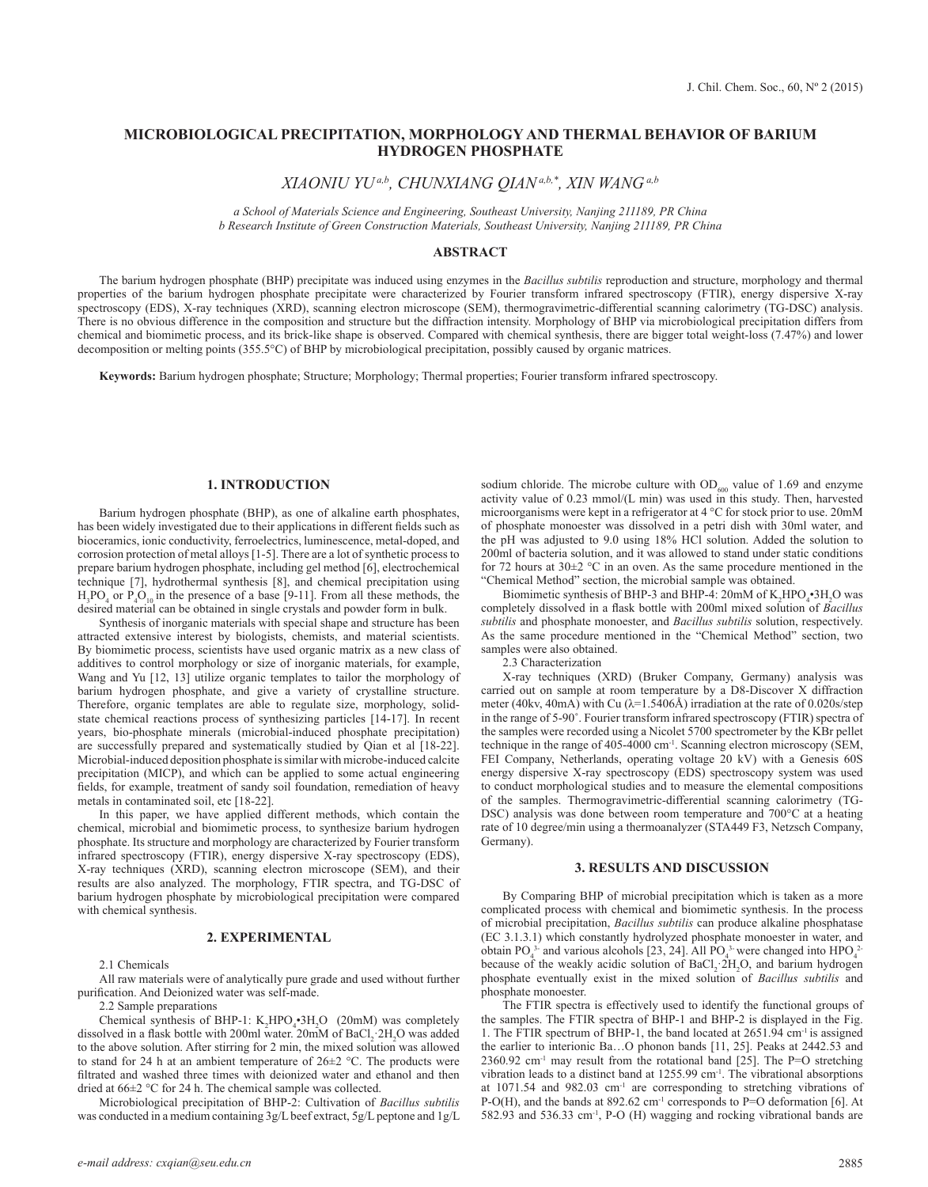# MICROBIOLOGICAL PRECIPITATION, MORPHOLOGY AND THERMAL BEHAVIOR OF BARIUM HYDROGEN PHOSPHATE

*XIAONIU YU [a,b], CHUNXIANG QIAN [a,b,*], XIN WANG [a,b]*

*a School of Materials Science and Engineering, Southeast University, Nanjing 211189, PR China*
*b Research Institute of Green Construction Materials, Southeast University, Nanjing 211189, PR China*

## ABSTRACT

The barium hydrogen phosphate (BHP) precipitate was induced using enzymes in the *Bacillus subtilis* reproduction and structure, morphology and thermal properties of the barium hydrogen phosphate precipitate were characterized by Fourier transform infrared spectroscopy (FTIR), energy dispersive X-ray spectroscopy (EDS), X-ray techniques (XRD), scanning electron microscope (SEM), thermogravimetric-differential scanning calorimetry (TG-DSC) analysis. There is no obvious difference in the composition and structure but the diffraction intensity. Morphology of BHP via microbiological precipitation differs from chemical and biomimetic process, and its brick-like shape is observed. Compared with chemical synthesis, there are bigger total weight-loss (7.47%) and lower decomposition or melting points (355.5°C) of BHP by microbiological precipitation, possibly caused by organic matrices.

**Keywords:** Barium hydrogen phosphate; Structure; Morphology; Thermal properties; Fourier transform infrared spectroscopy.

## 1. INTRODUCTION

Barium hydrogen phosphate (BHP), as one of alkaline earth phosphates, has been widely investigated due to their applications in different fields such as bioceramics, ionic conductivity, ferroelectrics, luminescence, metal-doped, and corrosion protection of metal alloys [1-5]. There are a lot of synthetic process to prepare barium hydrogen phosphate, including gel method [6], electrochemical technique [7], hydrothermal synthesis [8], and chemical precipitation using $H_3PO_4$ or $P_4O_{10}$ in the presence of a base [9-11]. From all these methods, the desired material can be obtained in single crystals and powder form in bulk.

Synthesis of inorganic materials with special shape and structure has been attracted extensive interest by biologists, chemists, and material scientists. By biomimetic process, scientists have used organic matrix as a new class of additives to control morphology or size of inorganic materials, for example, Wang and Yu [12, 13] utilize organic templates to tailor the morphology of barium hydrogen phosphate, and give a variety of crystalline structure. Therefore, organic templates are able to regulate size, morphology, solid-state chemical reactions process of synthesizing particles [14-17]. In recent years, bio-phosphate minerals (microbial-induced phosphate precipitation) are successfully prepared and systematically studied by Qian et al [18-22]. Microbial-induced deposition phosphate is similar with microbe-induced calcite precipitation (MICP), and which can be applied to some actual engineering fields, for example, treatment of sandy soil foundation, remediation of heavy metals in contaminated soil, etc [18-22].

In this paper, we have applied different methods, which contain the chemical, microbial and biomimetic process, to synthesize barium hydrogen phosphate. Its structure and morphology are characterized by Fourier transform infrared spectroscopy (FTIR), energy dispersive X-ray spectroscopy (EDS), X-ray techniques (XRD), scanning electron microscope (SEM), and their results are also analyzed. The morphology, FTIR spectra, and TG-DSC of barium hydrogen phosphate by microbiological precipitation were compared with chemical synthesis.

## 2. EXPERIMENTAL

2.1 Chemicals

All raw materials were of analytically pure grade and used without further purification. And Deionized water was self-made.

2.2 Sample preparations

Chemical synthesis of BHP-1: $K_2HPO_4$•$3H_2O$ (20mM) was completely dissolved in a flask bottle with 200ml water. 20mM of $BaCl_2$·$2H_2O$ was added to the above solution. After stirring for 2 min, the mixed solution was allowed to stand for 24 h at an ambient temperature of 26±2 °C. The products were filtrated and washed three times with deionized water and ethanol and then dried at 66±2 °C for 24 h. The chemical sample was collected.

Microbiological precipitation of BHP-2: Cultivation of *Bacillus subtilis* was conducted in a medium containing 3g/L beef extract, 5g/L peptone and 1g/L sodium chloride. The microbe culture with $OD_{600}$ value of 1.69 and enzyme activity value of 0.23 mmol/(L min) was used in this study. Then, harvested microorganisms were kept in a refrigerator at 4 °C for stock prior to use. 20mM of phosphate monoester was dissolved in a petri dish with 30ml water, and the pH was adjusted to 9.0 using 18% HCl solution. Added the solution to 200ml of bacteria solution, and it was allowed to stand under static conditions for 72 hours at 30±2 °C in an oven. As the same procedure mentioned in the "Chemical Method" section, the microbial sample was obtained.

Biomimetic synthesis of BHP-3 and BHP-4: 20mM of $K_2HPO_4$•$3H_2O$ was completely dissolved in a flask bottle with 200ml mixed solution of *Bacillus subtilis* and phosphate monoester, and *Bacillus subtilis* solution, respectively. As the same procedure mentioned in the "Chemical Method" section, two samples were also obtained.

2.3 Characterization

X-ray techniques (XRD) (Bruker Company, Germany) analysis was carried out on sample at room temperature by a D8-Discover X diffraction meter (40kv, 40mA) with Cu (λ=1.5406Å) irradiation at the rate of 0.020s/step in the range of 5-90°. Fourier transform infrared spectroscopy (FTIR) spectra of the samples were recorded using a Nicolet 5700 spectrometer by the KBr pellet technique in the range of 405-4000 $cm^{-1}$. Scanning electron microscopy (SEM, FEI Company, Netherlands, operating voltage 20 kV) with a Genesis 60S energy dispersive X-ray spectroscopy (EDS) spectroscopy system was used to conduct morphological studies and to measure the elemental compositions of the samples. Thermogravimetric-differential scanning calorimetry (TG-DSC) analysis was done between room temperature and 700°C at a heating rate of 10 degree/min using a thermoanalyzer (STA449 F3, Netzsch Company, Germany).

## 3. RESULTS AND DISCUSSION

By Comparing BHP of microbial precipitation which is taken as a more complicated process with chemical and biomimetic synthesis. In the process of microbial precipitation, *Bacillus subtilis* can produce alkaline phosphatase (EC 3.1.3.1) which constantly hydrolyzed phosphate monoester in water, and obtain $PO_4^{3-}$ and various alcohols [23, 24]. All $PO_4^{3-}$ were changed into $HPO_4^{2-}$ because of the weakly acidic solution of $BaCl_2$·$2H_2O$, and barium hydrogen phosphate eventually exist in the mixed solution of *Bacillus subtilis* and phosphate monoester.

The FTIR spectra is effectively used to identify the functional groups of the samples. The FTIR spectra of BHP-1 and BHP-2 is displayed in the Fig. 1. The FTIR spectrum of BHP-1, the band located at 2651.94 $cm^{-1}$ is assigned the earlier to interionic Ba…O phonon bands [11, 25]. Peaks at 2442.53 and 2360.92 $cm^{-1}$ may result from the rotational band [25]. The P=O stretching vibration leads to a distinct band at 1255.99 $cm^{-1}$. The vibrational absorptions at 1071.54 and 982.03 $cm^{-1}$ are corresponding to stretching vibrations of P-O(H), and the bands at 892.62 $cm^{-1}$ corresponds to P=O deformation [6]. At 582.93 and 536.33 $cm^{-1}$, P-O (H) wagging and rocking vibrational bands are

e-mail address: cxqian@seu.edu.cn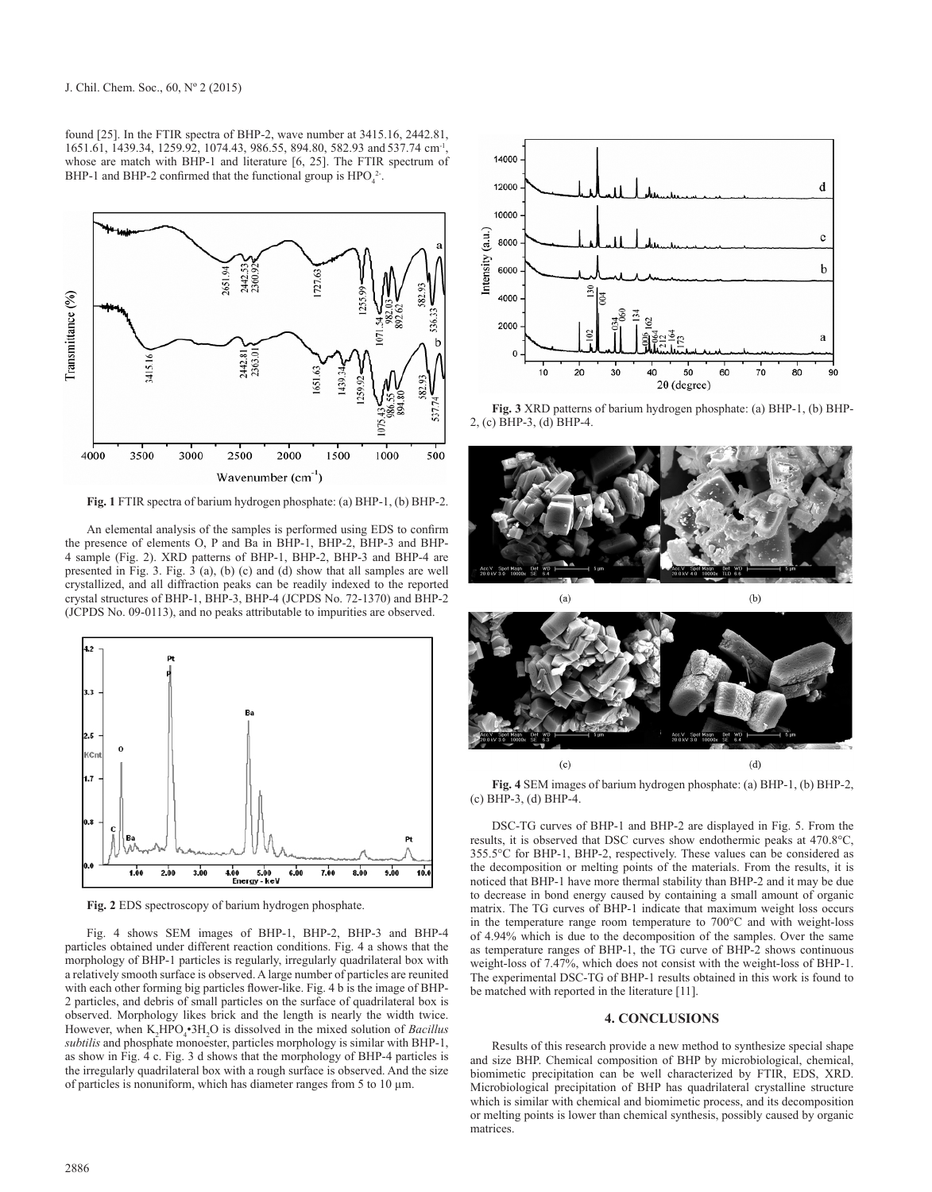found [25]. In the FTIR spectra of BHP-2, wave number at 3415.16, 2442.81, 1651.61, 1439.34, 1259.92, 1074.43, 986.55, 894.80, 582.93 and 537.74 cm$^{-1}$, whose are match with BHP-1 and literature [6, 25]. The FTIR spectrum of BHP-1 and BHP-2 confirmed that the functional group is $HPO_4^{2-}$.

**Fig. 1** FTIR spectra of barium hydrogen phosphate: (a) BHP-1, (b) BHP-2.

An elemental analysis of the samples is performed using EDS to confirm the presence of elements O, P and Ba in BHP-1, BHP-2, BHP-3 and BHP-4 sample (Fig. 2). XRD patterns of BHP-1, BHP-2, BHP-3 and BHP-4 are presented in Fig. 3. Fig. 3 (a), (b) (c) and (d) show that all samples are well crystallized, and all diffraction peaks can be readily indexed to the reported crystal structures of BHP-1, BHP-3, BHP-4 (JCPDS No. 72-1370) and BHP-2 (JCPDS No. 09-0113), and no peaks attributable to impurities are observed.

**Fig. 2** EDS spectroscopy of barium hydrogen phosphate.

Fig. 4 shows SEM images of BHP-1, BHP-2, BHP-3 and BHP-4 particles obtained under different reaction conditions. Fig. 4 a shows that the morphology of BHP-1 particles is regularly, irregularly quadrilateral box with a relatively smooth surface is observed. A large number of particles are reunited with each other forming big particles flower-like. Fig. 4 b is the image of BHP-2 particles, and debris of small particles on the surface of quadrilateral box is observed. Morphology likes brick and the length is nearly the width twice. However, when $K_2HPO_4 \bullet 3H_2O$ is dissolved in the mixed solution of *Bacillus subtilis* and phosphate monoester, particles morphology is similar with BHP-1, as show in Fig. 4 c. Fig. 3 d shows that the morphology of BHP-4 particles is the irregularly quadrilateral box with a rough surface is observed. And the size of particles is nonuniform, which has diameter ranges from 5 to 10 μm.

**Fig. 3** XRD patterns of barium hydrogen phosphate: (a) BHP-1, (b) BHP-2, (c) BHP-3, (d) BHP-4.

**Fig. 4** SEM images of barium hydrogen phosphate: (a) BHP-1, (b) BHP-2, (c) BHP-3, (d) BHP-4.

DSC-TG curves of BHP-1 and BHP-2 are displayed in Fig. 5. From the results, it is observed that DSC curves show endothermic peaks at 470.8°C, 355.5°C for BHP-1, BHP-2, respectively. These values can be considered as the decomposition or melting points of the materials. From the results, it is noticed that BHP-1 have more thermal stability than BHP-2 and it may be due to decrease in bond energy caused by containing a small amount of organic matrix. The TG curves of BHP-1 indicate that maximum weight loss occurs in the temperature range room temperature to 700°C and with weight-loss of 4.94% which is due to the decomposition of the samples. Over the same as temperature ranges of BHP-1, the TG curve of BHP-2 shows continuous weight-loss of 7.47%, which does not consist with the weight-loss of BHP-1. The experimental DSC-TG of BHP-1 results obtained in this work is found to be matched with reported in the literature [11].

## 4. CONCLUSIONS

Results of this research provide a new method to synthesize special shape and size BHP. Chemical composition of BHP by microbiological, chemical, biomimetic precipitation can be well characterized by FTIR, EDS, XRD. Microbiological precipitation of BHP has quadrilateral crystalline structure which is similar with chemical and biomimetic process, and its decomposition or melting points is lower than chemical synthesis, possibly caused by organic matrices.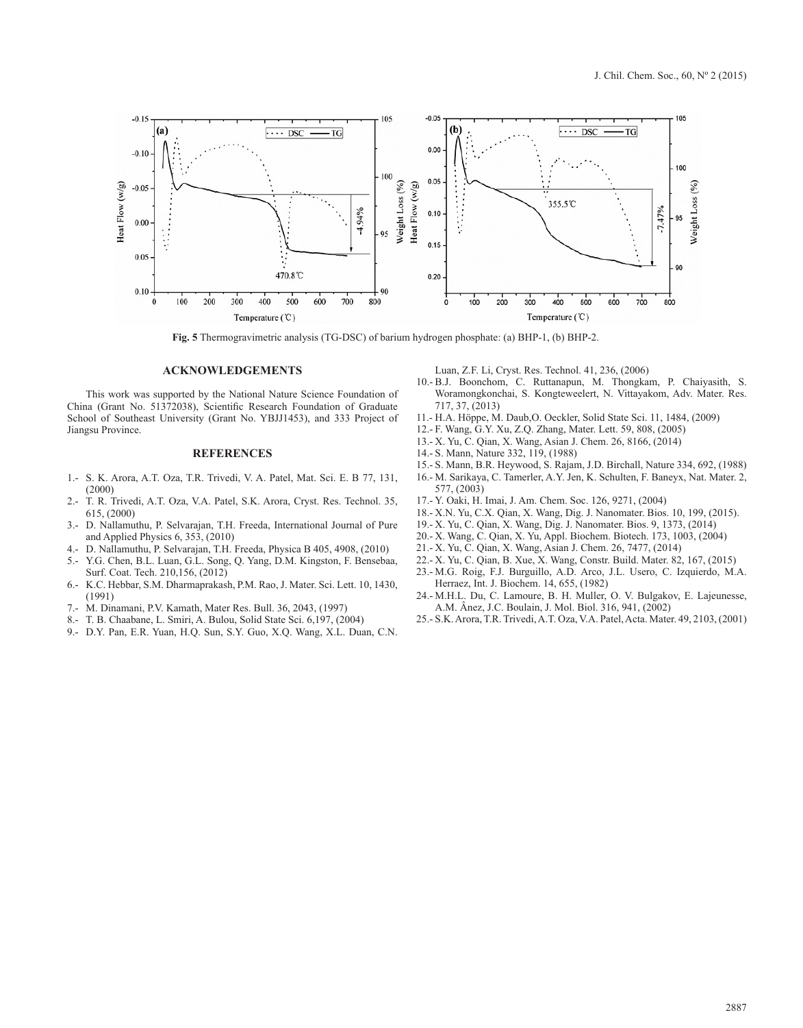(a)

DSC TG

Heat Flow (w/g)

Weight Loss (%)

-4.94%

470.8℃

Temperature (℃)

(b)

DSC TG

Heat Flow (w/g)

Weight Loss (%)

355.5℃

-7.47%

Temperature (℃)

**Fig. 5** Thermogravimetric analysis (TG-DSC) of barium hydrogen phosphate: (a) BHP-1, (b) BHP-2.

## ACKNOWLEDGEMENTS

This work was supported by the National Nature Science Foundation of China (Grant No. 51372038), Scientific Research Foundation of Graduate School of Southeast University (Grant No. YBJJ1453), and 333 Project of Jiangsu Province.

## REFERENCES

1.- S. K. Arora, A.T. Oza, T.R. Trivedi, V. A. Patel, Mat. Sci. E. B 77, 131, (2000)
2.- T. R. Trivedi, A.T. Oza, V.A. Patel, S.K. Arora, Cryst. Res. Technol. 35, 615, (2000)
3.- D. Nallamuthu, P. Selvarajan, T.H. Freeda, International Journal of Pure and Applied Physics 6, 353, (2010)
4.- D. Nallamuthu, P. Selvarajan, T.H. Freeda, Physica B 405, 4908, (2010)
5.- Y.G. Chen, B.L. Luan, G.L. Song, Q. Yang, D.M. Kingston, F. Bensebaa, Surf. Coat. Tech. 210,156, (2012)
6.- K.C. Hebbar, S.M. Dharmaprakash, P.M. Rao, J. Mater. Sci. Lett. 10, 1430, (1991)
7.- M. Dinamani, P.V. Kamath, Mater Res. Bull. 36, 2043, (1997)
8.- T. B. Chaabane, L. Smiri, A. Bulou, Solid State Sci. 6,197, (2004)
9.- D.Y. Pan, E.R. Yuan, H.Q. Sun, S.Y. Guo, X.Q. Wang, X.L. Duan, C.N. Luan, Z.F. Li, Cryst. Res. Technol. 41, 236, (2006)
10.- B.J. Boonchom, C. Ruttanapun, M. Thongkam, P. Chaiyasith, S. Woramongkonchai, S. Kongteweelert, N. Vittayakom, Adv. Mater. Res. 717, 37, (2013)
11.- H.A. Höppe, M. Daub,O. Oeckler, Solid State Sci. 11, 1484, (2009)
12.- F. Wang, G.Y. Xu, Z.Q. Zhang, Mater. Lett. 59, 808, (2005)
13.- X. Yu, C. Qian, X. Wang, Asian J. Chem. 26, 8166, (2014)
14.- S. Mann, Nature 332, 119, (1988)
15.- S. Mann, B.R. Heywood, S. Rajam, J.D. Birchall, Nature 334, 692, (1988)
16.- M. Sarikaya, C. Tamerler, A.Y. Jen, K. Schulten, F. Baneyx, Nat. Mater. 2, 577, (2003)
17.- Y. Oaki, H. Imai, J. Am. Chem. Soc. 126, 9271, (2004)
18.- X.N. Yu, C.X. Qian, X. Wang, Dig. J. Nanomater. Bios. 10, 199, (2015).
19.- X. Yu, C. Qian, X. Wang, Dig. J. Nanomater. Bios. 9, 1373, (2014)
20.- X. Wang, C. Qian, X. Yu, Appl. Biochem. Biotech. 173, 1003, (2004)
21.- X. Yu, C. Qian, X. Wang, Asian J. Chem. 26, 7477, (2014)
22.- X. Yu, C. Qian, B. Xue, X. Wang, Constr. Build. Mater. 82, 167, (2015)
23.- M.G. Roig, F.J. Burguillo, A.D. Arco, J.L. Usero, C. Izquierdo, M.A. Herraez, Int. J. Biochem. 14, 655, (1982)
24.- M.H.L. Du, C. Lamoure, B. H. Muller, O. V. Bulgakov, E. Lajeunesse, A.M. Ânez, J.C. Boulain, J. Mol. Biol. 316, 941, (2002)
25.- S.K. Arora, T.R. Trivedi, A.T. Oza, V.A. Patel, Acta. Mater. 49, 2103, (2001)